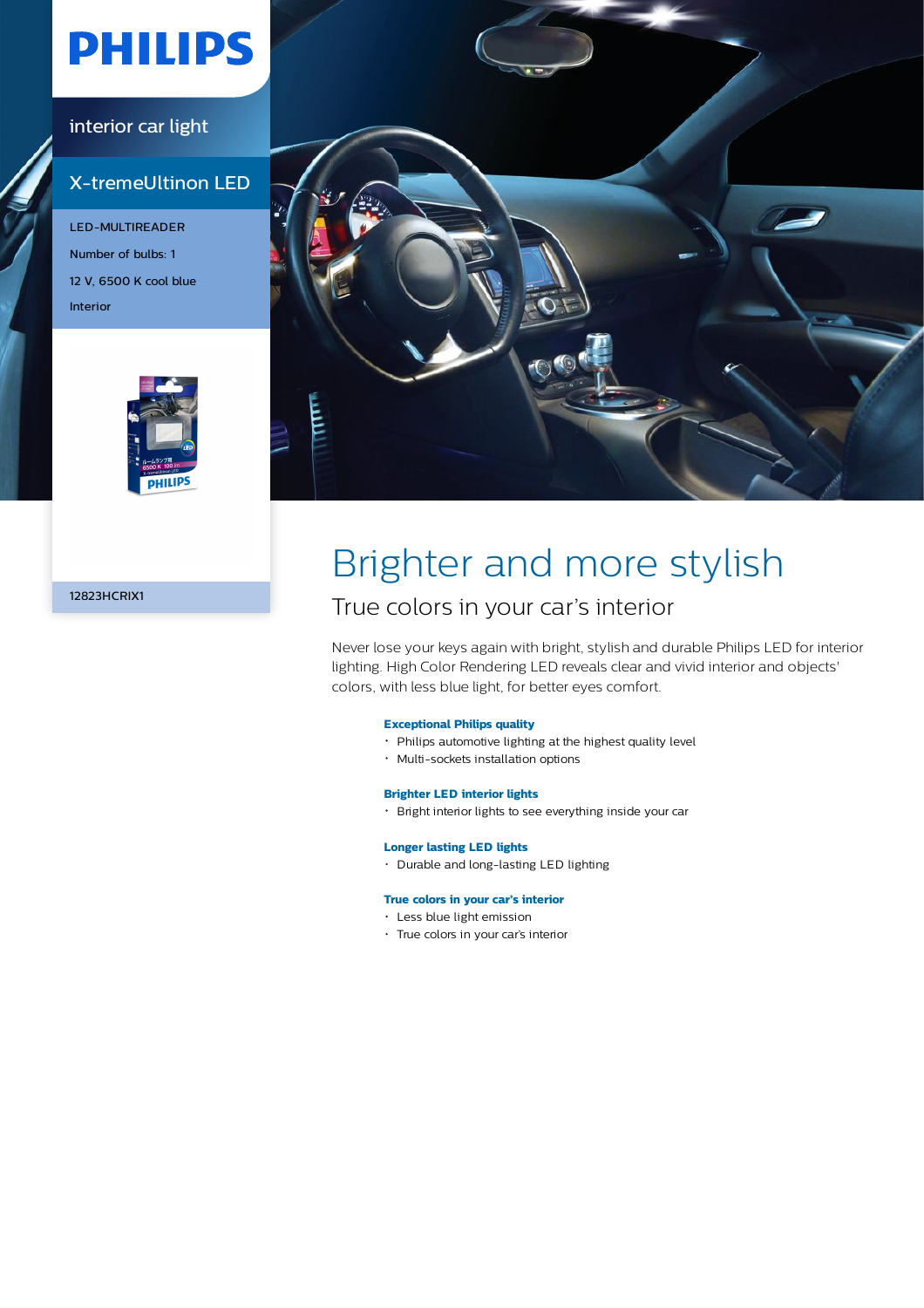# PHILIPS

interior car light

## X-tremeUltinon LED

LED-MULTIREADER

Number of bulbs: 1

12 V, 6500 K cool blue

Interior

12823HCRIX1

# Brighter and more stylish

## True colors in your car's interior

Never lose your keys again with bright, stylish and durable Philips LED for interior lighting. High Color Rendering LED reveals clear and vivid interior and objects' colors, with less blue light, for better eyes comfort.

**Exceptional Philips quality**

- Philips automotive lighting at the highest quality level
- Multi-sockets installation options

**Brighter LED interior lights**

- Bright interior lights to see everything inside your car

**Longer lasting LED lights**

- Durable and long-lasting LED lighting

**True colors in your car's interior**

- Less blue light emission
- True colors in your car's interior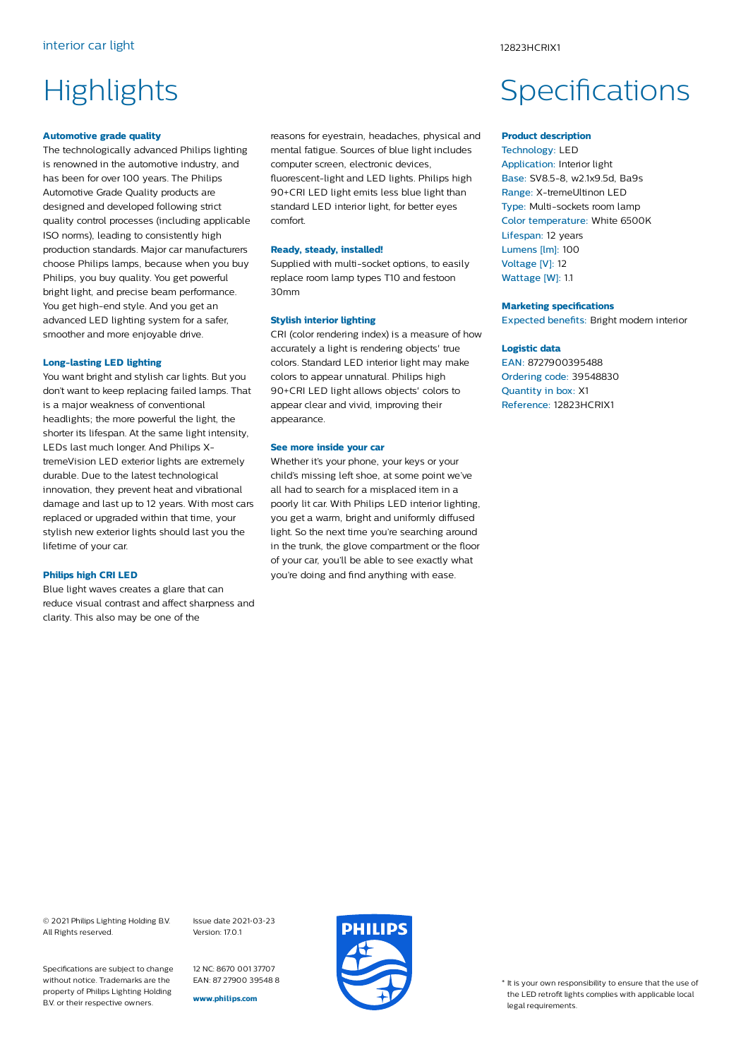# Highlights

**Automotive grade quality**

The technologically advanced Philips lighting is renowned in the automotive industry, and has been for over 100 years. The Philips Automotive Grade Quality products are designed and developed following strict quality control processes (including applicable ISO norms), leading to consistently high production standards. Major car manufacturers choose Philips lamps, because when you buy Philips, you buy quality. You get powerful bright light, and precise beam performance. You get high-end style. And you get an advanced LED lighting system for a safer, smoother and more enjoyable drive.

**Long-lasting LED lighting**

You want bright and stylish car lights. But you don't want to keep replacing failed lamps. That is a major weakness of conventional headlights; the more powerful the light, the shorter its lifespan. At the same light intensity, LEDs last much longer. And Philips X-tremeVision LED exterior lights are extremely durable. Due to the latest technological innovation, they prevent heat and vibrational damage and last up to 12 years. With most cars replaced or upgraded within that time, your stylish new exterior lights should last you the lifetime of your car.

**Philips high CRI LED**

Blue light waves creates a glare that can reduce visual contrast and affect sharpness and clarity. This also may be one of the reasons for eyestrain, headaches, physical and mental fatigue. Sources of blue light includes computer screen, electronic devices, fluorescent-light and LED lights. Philips high 90+CRI LED light emits less blue light than standard LED interior light, for better eyes comfort.

**Ready, steady, installed!**

Supplied with multi-socket options, to easily replace room lamp types T10 and festoon 30mm

**Stylish interior lighting**

CRI (color rendering index) is a measure of how accurately a light is rendering objects' true colors. Standard LED interior light may make colors to appear unnatural. Philips high 90+CRI LED light allows objects' colors to appear clear and vivid, improving their appearance.

**See more inside your car**

Whether it's your phone, your keys or your child's missing left shoe, at some point we've all had to search for a misplaced item in a poorly lit car. With Philips LED interior lighting, you get a warm, bright and uniformly diffused light. So the next time you're searching around in the trunk, the glove compartment or the floor of your car, you'll be able to see exactly what you're doing and find anything with ease.

# Specifications

**Product description**

- Technology: LED
- Application: Interior light
- Base: SV8.5-8, w2.1x9.5d, Ba9s
- Range: X-tremeUltinon LED
- Type: Multi-sockets room lamp
- Color temperature: White 6500K
- Lifespan: 12 years
- Lumens [lm]: 100
- Voltage [V]: 12
- Wattage [W]: 1.1

**Marketing specifications**

- Expected benefits: Bright modern interior

**Logistic data**

- EAN: 8727900395488
- Ordering code: 39548830
- Quantity in box: X1
- Reference: 12823HCRIX1

© 2021 Philips Lighting Holding B.V.
All Rights reserved.

Specifications are subject to change without notice. Trademarks are the property of Philips Lighting Holding B.V. or their respective owners.

Issue date 2021-03-23
Version: 17.0.1

12 NC: 8670 001 37707
EAN: 87 27900 39548 8

www.philips.com

* It is your own responsibility to ensure that the use of the LED retrofit lights complies with applicable local legal requirements.